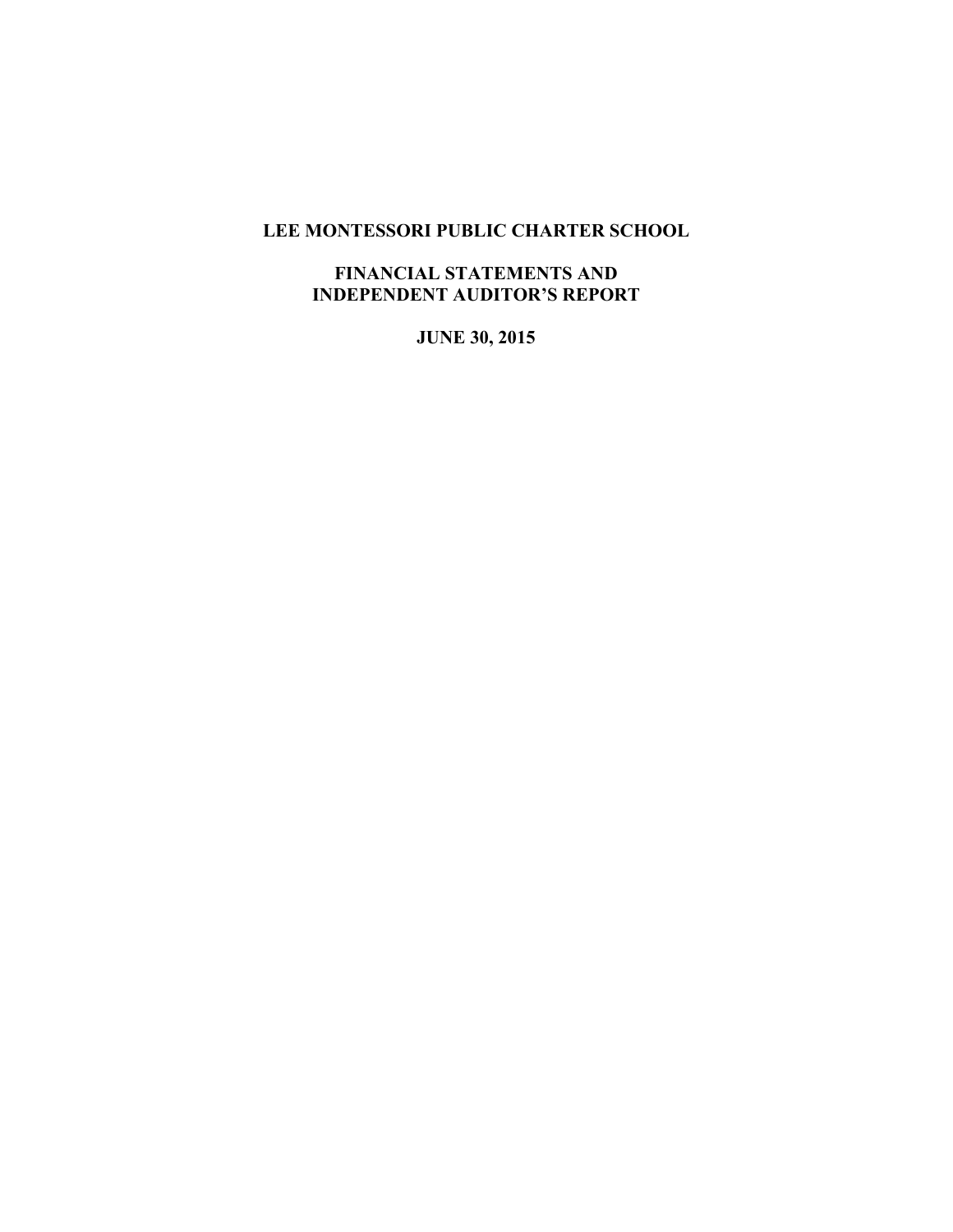# LEE MONTESSORI PUBLIC CHARTER SCHOOL

## FINANCIAL STATEMENTS AND INDEPENDENT AUDITOR'S REPORT

**JUNE 30, 2015**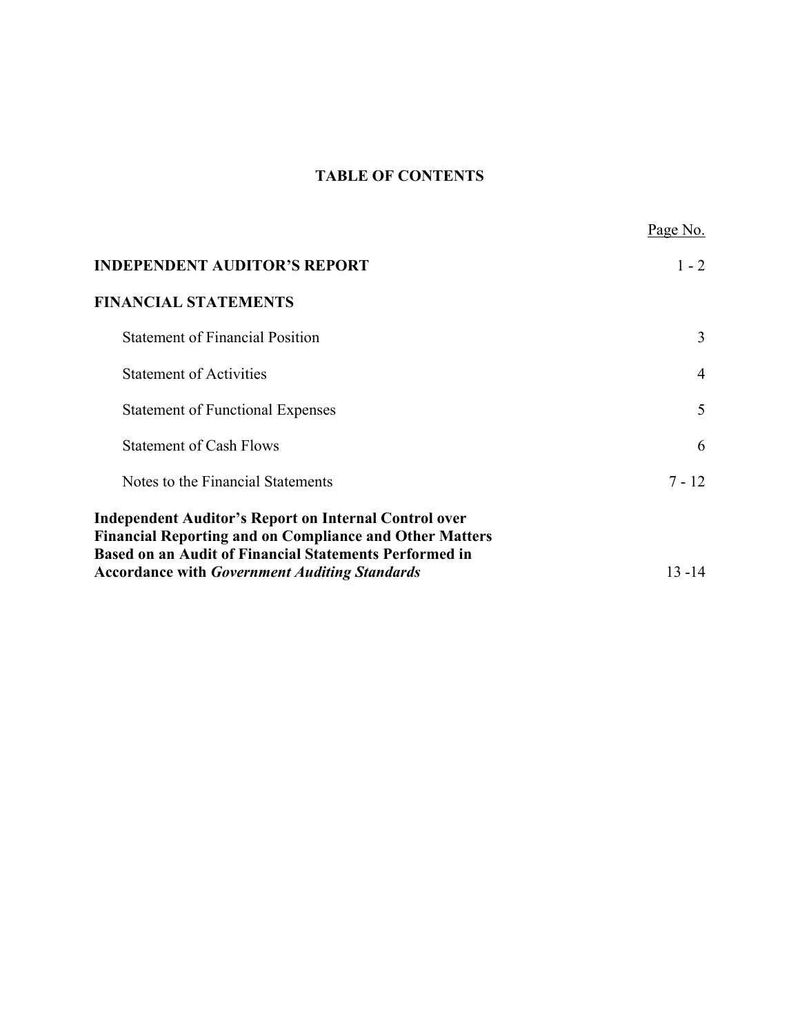# TABLE OF CONTENTS

| | Page No. |
|---|---|
| **INDEPENDENT AUDITOR'S REPORT** | 1 - 2 |
| **FINANCIAL STATEMENTS** | |
| Statement of Financial Position | 3 |
| Statement of Activities | 4 |
| Statement of Functional Expenses | 5 |
| Statement of Cash Flows | 6 |
| Notes to the Financial Statements | 7 - 12 |
| **Independent Auditor's Report on Internal Control over Financial Reporting and on Compliance and Other Matters Based on an Audit of Financial Statements Performed in Accordance with *Government Auditing Standards*** | 13 -14 |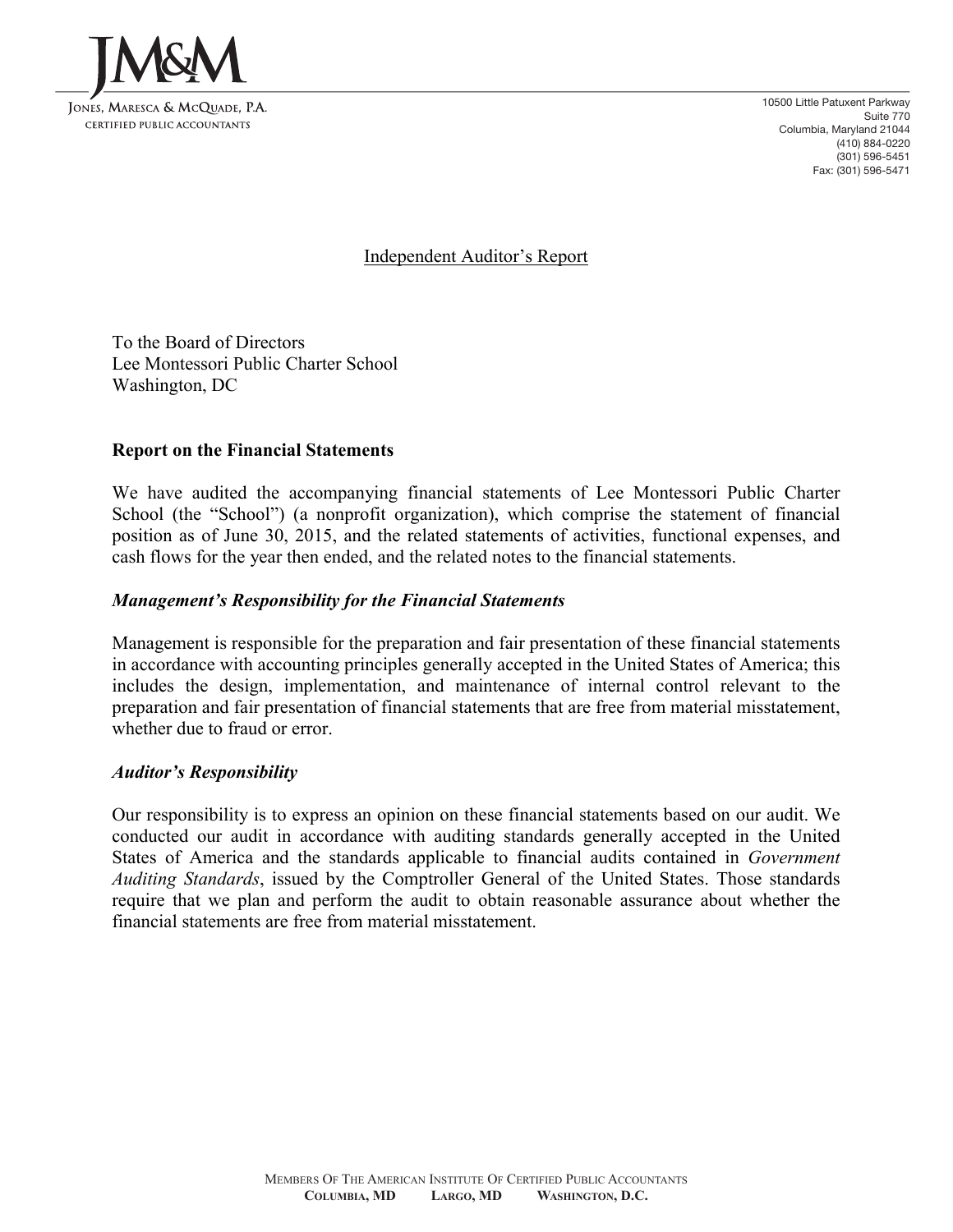JM&M

Jones, Maresca & McQuade, P.A.
Certified Public Accountants

10500 Little Patuxent Parkway
Suite 770
Columbia, Maryland 21044
(410) 884-0220
(301) 596-5451
Fax: (301) 596-5471

# Independent Auditor's Report

To the Board of Directors
Lee Montessori Public Charter School
Washington, DC

## Report on the Financial Statements

We have audited the accompanying financial statements of Lee Montessori Public Charter School (the "School") (a nonprofit organization), which comprise the statement of financial position as of June 30, 2015, and the related statements of activities, functional expenses, and cash flows for the year then ended, and the related notes to the financial statements.

### *Management's Responsibility for the Financial Statements*

Management is responsible for the preparation and fair presentation of these financial statements in accordance with accounting principles generally accepted in the United States of America; this includes the design, implementation, and maintenance of internal control relevant to the preparation and fair presentation of financial statements that are free from material misstatement, whether due to fraud or error.

### *Auditor's Responsibility*

Our responsibility is to express an opinion on these financial statements based on our audit. We conducted our audit in accordance with auditing standards generally accepted in the United States of America and the standards applicable to financial audits contained in *Government Auditing Standards*, issued by the Comptroller General of the United States. Those standards require that we plan and perform the audit to obtain reasonable assurance about whether the financial statements are free from material misstatement.

Members Of The American Institute Of Certified Public Accountants
**Columbia, MD Largo, MD Washington, D.C.**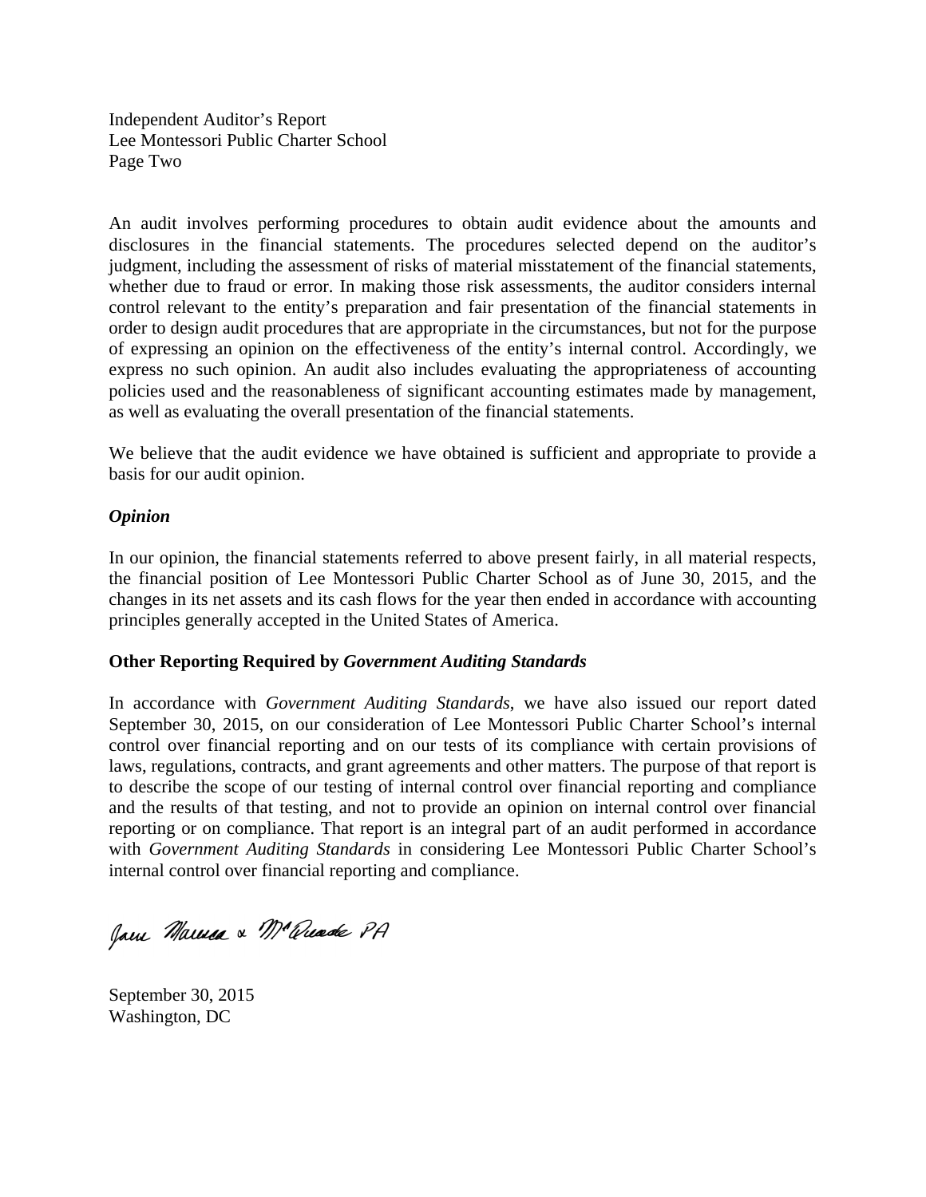Independent Auditor's Report
Lee Montessori Public Charter School
Page Two

An audit involves performing procedures to obtain audit evidence about the amounts and disclosures in the financial statements. The procedures selected depend on the auditor's judgment, including the assessment of risks of material misstatement of the financial statements, whether due to fraud or error. In making those risk assessments, the auditor considers internal control relevant to the entity's preparation and fair presentation of the financial statements in order to design audit procedures that are appropriate in the circumstances, but not for the purpose of expressing an opinion on the effectiveness of the entity's internal control. Accordingly, we express no such opinion. An audit also includes evaluating the appropriateness of accounting policies used and the reasonableness of significant accounting estimates made by management, as well as evaluating the overall presentation of the financial statements.

We believe that the audit evidence we have obtained is sufficient and appropriate to provide a basis for our audit opinion.

***Opinion***

In our opinion, the financial statements referred to above present fairly, in all material respects, the financial position of Lee Montessori Public Charter School as of June 30, 2015, and the changes in its net assets and its cash flows for the year then ended in accordance with accounting principles generally accepted in the United States of America.

**Other Reporting Required by *Government Auditing Standards***

In accordance with *Government Auditing Standards*, we have also issued our report dated September 30, 2015, on our consideration of Lee Montessori Public Charter School's internal control over financial reporting and on our tests of its compliance with certain provisions of laws, regulations, contracts, and grant agreements and other matters. The purpose of that report is to describe the scope of our testing of internal control over financial reporting and compliance and the results of that testing, and not to provide an opinion on internal control over financial reporting or on compliance. That report is an integral part of an audit performed in accordance with *Government Auditing Standards* in considering Lee Montessori Public Charter School's internal control over financial reporting and compliance.

Jane Marcus & McQuade PA

September 30, 2015
Washington, DC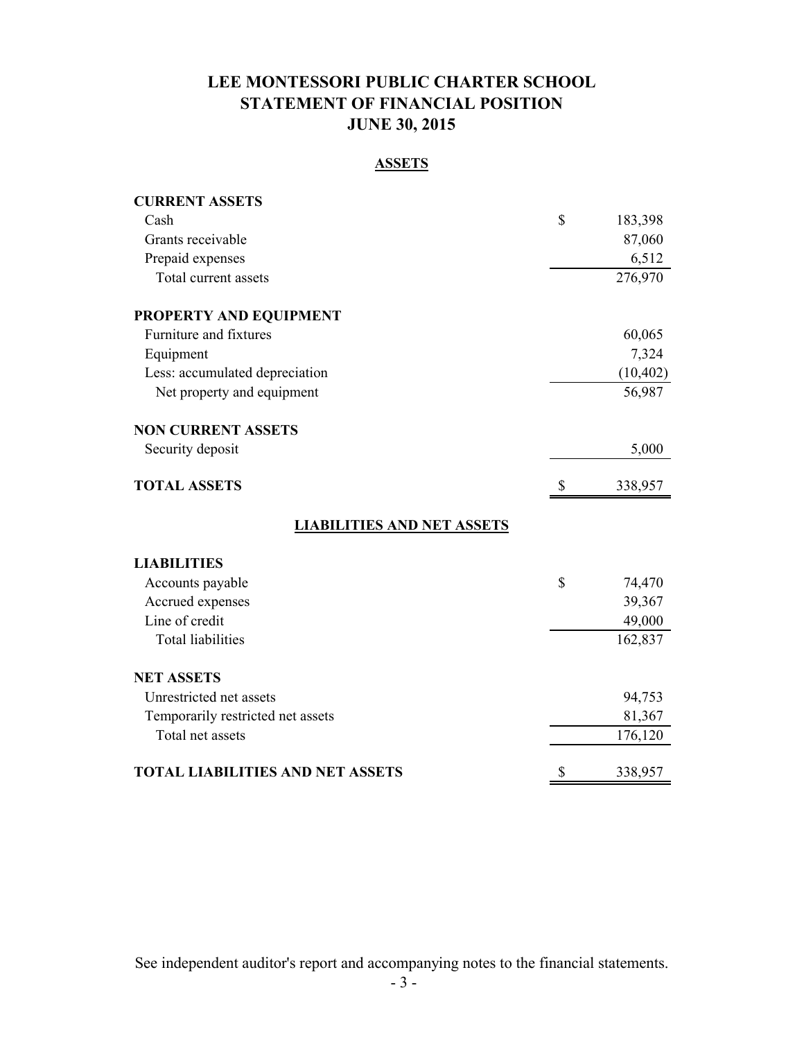# LEE MONTESSORI PUBLIC CHARTER SCHOOL
# STATEMENT OF FINANCIAL POSITION
# JUNE 30, 2015

## ASSETS

| | | |
|---|---|---|
| **CURRENT ASSETS** | | |
| Cash | $ | 183,398 |
| Grants receivable | | 87,060 |
| Prepaid expenses | | 6,512 |
| Total current assets | | 276,970 |
| **PROPERTY AND EQUIPMENT** | | |
| Furniture and fixtures | | 60,065 |
| Equipment | | 7,324 |
| Less: accumulated depreciation | | (10,402) |
| Net property and equipment | | 56,987 |
| **NON CURRENT ASSETS** | | |
| Security deposit | | 5,000 |
| **TOTAL ASSETS** | $ | 338,957 |

## LIABILITIES AND NET ASSETS

| | | |
|---|---|---|
| **LIABILITIES** | | |
| Accounts payable | $ | 74,470 |
| Accrued expenses | | 39,367 |
| Line of credit | | 49,000 |
| Total liabilities | | 162,837 |
| **NET ASSETS** | | |
| Unrestricted net assets | | 94,753 |
| Temporarily restricted net assets | | 81,367 |
| Total net assets | | 176,120 |
| **TOTAL LIABILITIES AND NET ASSETS** | $ | 338,957 |

See independent auditor's report and accompanying notes to the financial statements.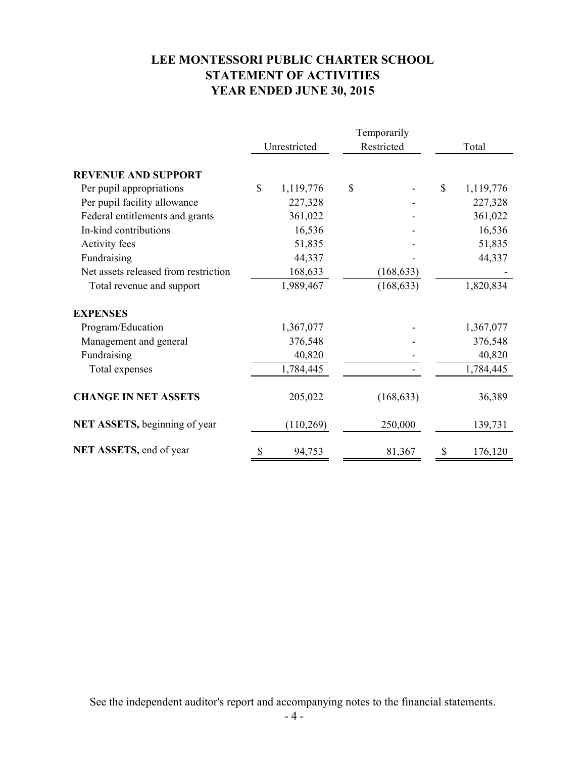# LEE MONTESSORI PUBLIC CHARTER SCHOOL
## STATEMENT OF ACTIVITIES
## YEAR ENDED JUNE 30, 2015

| | Unrestricted | Temporarily Restricted | Total |
|---|---|---|---|
| **REVENUE AND SUPPORT** | | | |
| Per pupil appropriations | $ 1,119,776 | $ - | $ 1,119,776 |
| Per pupil facility allowance | 227,328 | - | 227,328 |
| Federal entitlements and grants | 361,022 | - | 361,022 |
| In-kind contributions | 16,536 | - | 16,536 |
| Activity fees | 51,835 | - | 51,835 |
| Fundraising | 44,337 | - | 44,337 |
| Net assets released from restriction | 168,633 | (168,633) | - |
| Total revenue and support | 1,989,467 | (168,633) | 1,820,834 |
| **EXPENSES** | | | |
| Program/Education | 1,367,077 | - | 1,367,077 |
| Management and general | 376,548 | - | 376,548 |
| Fundraising | 40,820 | - | 40,820 |
| Total expenses | 1,784,445 | - | 1,784,445 |
| **CHANGE IN NET ASSETS** | 205,022 | (168,633) | 36,389 |
| **NET ASSETS,** beginning of year | (110,269) | 250,000 | 139,731 |
| **NET ASSETS,** end of year | $ 94,753 | 81,367 | $ 176,120 |

See the independent auditor's report and accompanying notes to the financial statements.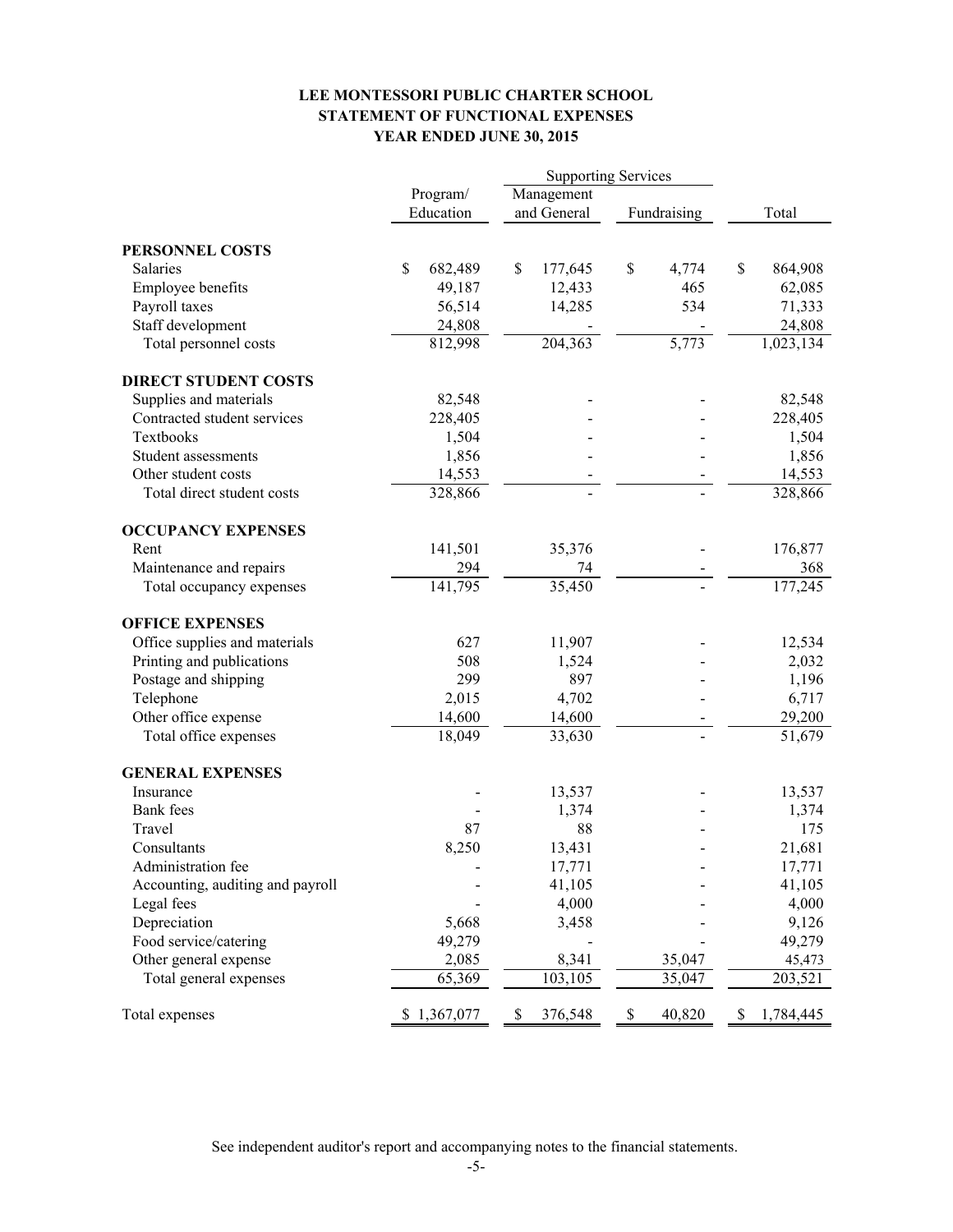# LEE MONTESSORI PUBLIC CHARTER SCHOOL
## STATEMENT OF FUNCTIONAL EXPENSES
### YEAR ENDED JUNE 30, 2015

| | Program/ Education | Supporting Services | | Total |
|---|---|---|---|---|
| | | Management and General | Fundraising | |
| **PERSONNEL COSTS** | | | | |
| Salaries | $ 682,489 | $ 177,645 | $ 4,774 | $ 864,908 |
| Employee benefits | 49,187 | 12,433 | 465 | 62,085 |
| Payroll taxes | 56,514 | 14,285 | 534 | 71,333 |
| Staff development | 24,808 | - | - | 24,808 |
| Total personnel costs | 812,998 | 204,363 | 5,773 | 1,023,134 |
| **DIRECT STUDENT COSTS** | | | | |
| Supplies and materials | 82,548 | - | - | 82,548 |
| Contracted student services | 228,405 | - | - | 228,405 |
| Textbooks | 1,504 | - | - | 1,504 |
| Student assessments | 1,856 | - | - | 1,856 |
| Other student costs | 14,553 | - | - | 14,553 |
| Total direct student costs | 328,866 | - | - | 328,866 |
| **OCCUPANCY EXPENSES** | | | | |
| Rent | 141,501 | 35,376 | - | 176,877 |
| Maintenance and repairs | 294 | 74 | - | 368 |
| Total occupancy expenses | 141,795 | 35,450 | - | 177,245 |
| **OFFICE EXPENSES** | | | | |
| Office supplies and materials | 627 | 11,907 | - | 12,534 |
| Printing and publications | 508 | 1,524 | - | 2,032 |
| Postage and shipping | 299 | 897 | - | 1,196 |
| Telephone | 2,015 | 4,702 | - | 6,717 |
| Other office expense | 14,600 | 14,600 | - | 29,200 |
| Total office expenses | 18,049 | 33,630 | - | 51,679 |
| **GENERAL EXPENSES** | | | | |
| Insurance | - | 13,537 | - | 13,537 |
| Bank fees | - | 1,374 | - | 1,374 |
| Travel | 87 | 88 | - | 175 |
| Consultants | 8,250 | 13,431 | - | 21,681 |
| Administration fee | - | 17,771 | - | 17,771 |
| Accounting, auditing and payroll | - | 41,105 | - | 41,105 |
| Legal fees | - | 4,000 | - | 4,000 |
| Depreciation | 5,668 | 3,458 | - | 9,126 |
| Food service/catering | 49,279 | - | - | 49,279 |
| Other general expense | 2,085 | 8,341 | 35,047 | 45,473 |
| Total general expenses | 65,369 | 103,105 | 35,047 | 203,521 |
| Total expenses | $ 1,367,077 | $ 376,548 | $ 40,820 | $ 1,784,445 |

See independent auditor's report and accompanying notes to the financial statements.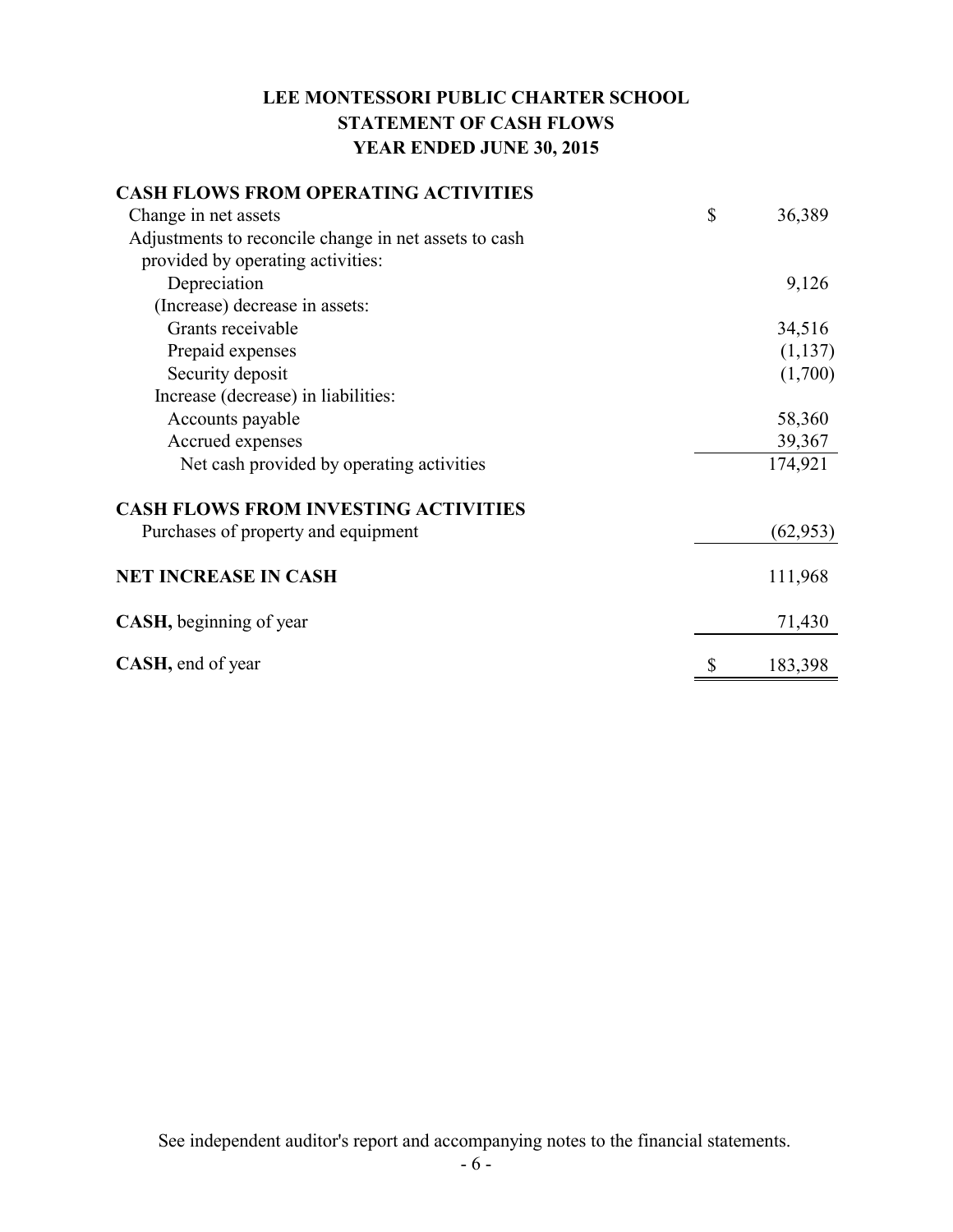# LEE MONTESSORI PUBLIC CHARTER SCHOOL

## STATEMENT OF CASH FLOWS

### YEAR ENDED JUNE 30, 2015

| | |
|---|---|
| **CASH FLOWS FROM OPERATING ACTIVITIES** | |
| Change in net assets | $ 36,389 |
| Adjustments to reconcile change in net assets to cash provided by operating activities: | |
| Depreciation | 9,126 |
| (Increase) decrease in assets: | |
| Grants receivable | 34,516 |
| Prepaid expenses | (1,137) |
| Security deposit | (1,700) |
| Increase (decrease) in liabilities: | |
| Accounts payable | 58,360 |
| Accrued expenses | 39,367 |
| Net cash provided by operating activities | 174,921 |
| **CASH FLOWS FROM INVESTING ACTIVITIES** | |
| Purchases of property and equipment | (62,953) |
| **NET INCREASE IN CASH** | 111,968 |
| **CASH,** beginning of year | 71,430 |
| **CASH,** end of year | $ 183,398 |

See independent auditor's report and accompanying notes to the financial statements.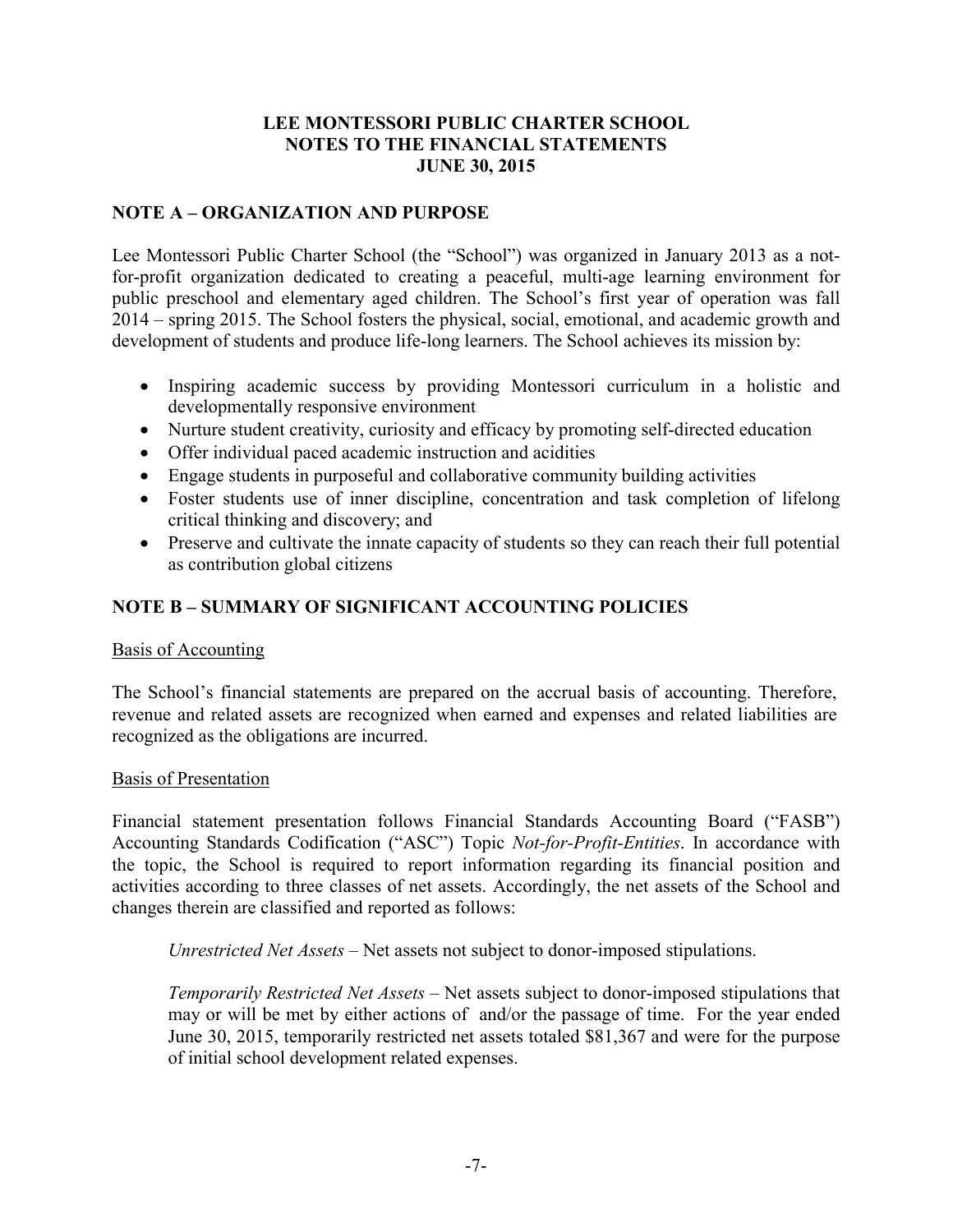# LEE MONTESSORI PUBLIC CHARTER SCHOOL
# NOTES TO THE FINANCIAL STATEMENTS
# JUNE 30, 2015

## NOTE A – ORGANIZATION AND PURPOSE

Lee Montessori Public Charter School (the "School") was organized in January 2013 as a not-for-profit organization dedicated to creating a peaceful, multi-age learning environment for public preschool and elementary aged children. The School's first year of operation was fall 2014 – spring 2015. The School fosters the physical, social, emotional, and academic growth and development of students and produce life-long learners. The School achieves its mission by:

- Inspiring academic success by providing Montessori curriculum in a holistic and developmentally responsive environment
- Nurture student creativity, curiosity and efficacy by promoting self-directed education
- Offer individual paced academic instruction and acidities
- Engage students in purposeful and collaborative community building activities
- Foster students use of inner discipline, concentration and task completion of lifelong critical thinking and discovery; and
- Preserve and cultivate the innate capacity of students so they can reach their full potential as contribution global citizens

## NOTE B – SUMMARY OF SIGNIFICANT ACCOUNTING POLICIES

### Basis of Accounting

The School's financial statements are prepared on the accrual basis of accounting. Therefore, revenue and related assets are recognized when earned and expenses and related liabilities are recognized as the obligations are incurred.

### Basis of Presentation

Financial statement presentation follows Financial Standards Accounting Board ("FASB") Accounting Standards Codification ("ASC") Topic *Not-for-Profit-Entities*. In accordance with the topic, the School is required to report information regarding its financial position and activities according to three classes of net assets. Accordingly, the net assets of the School and changes therein are classified and reported as follows:

*Unrestricted Net Assets* – Net assets not subject to donor-imposed stipulations.

*Temporarily Restricted Net Assets* – Net assets subject to donor-imposed stipulations that may or will be met by either actions of and/or the passage of time. For the year ended June 30, 2015, temporarily restricted net assets totaled $81,367 and were for the purpose of initial school development related expenses.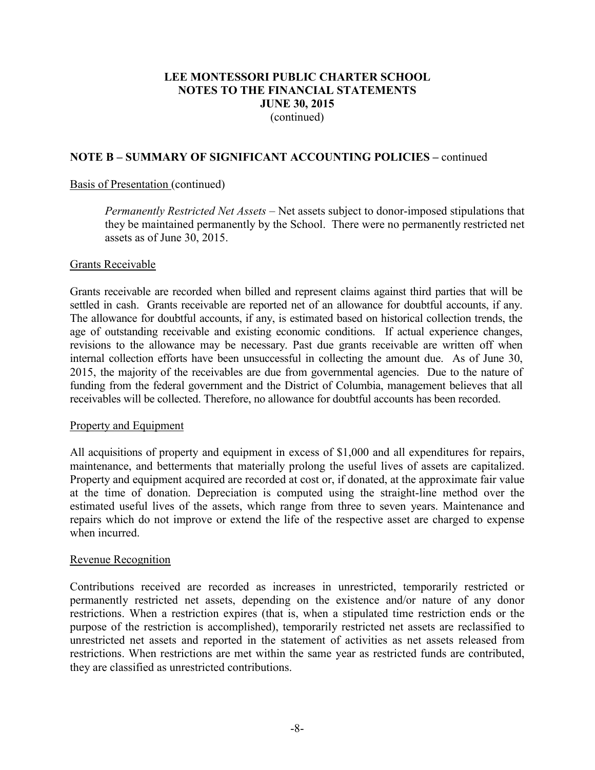## NOTE B – SUMMARY OF SIGNIFICANT ACCOUNTING POLICIES – continued

Basis of Presentation (continued)

> *Permanently Restricted Net Assets* – Net assets subject to donor-imposed stipulations that they be maintained permanently by the School. There were no permanently restricted net assets as of June 30, 2015.

Grants Receivable

Grants receivable are recorded when billed and represent claims against third parties that will be settled in cash. Grants receivable are reported net of an allowance for doubtful accounts, if any. The allowance for doubtful accounts, if any, is estimated based on historical collection trends, the age of outstanding receivable and existing economic conditions. If actual experience changes, revisions to the allowance may be necessary. Past due grants receivable are written off when internal collection efforts have been unsuccessful in collecting the amount due. As of June 30, 2015, the majority of the receivables are due from governmental agencies. Due to the nature of funding from the federal government and the District of Columbia, management believes that all receivables will be collected. Therefore, no allowance for doubtful accounts has been recorded.

Property and Equipment

All acquisitions of property and equipment in excess of $1,000 and all expenditures for repairs, maintenance, and betterments that materially prolong the useful lives of assets are capitalized. Property and equipment acquired are recorded at cost or, if donated, at the approximate fair value at the time of donation. Depreciation is computed using the straight-line method over the estimated useful lives of the assets, which range from three to seven years. Maintenance and repairs which do not improve or extend the life of the respective asset are charged to expense when incurred.

Revenue Recognition

Contributions received are recorded as increases in unrestricted, temporarily restricted or permanently restricted net assets, depending on the existence and/or nature of any donor restrictions. When a restriction expires (that is, when a stipulated time restriction ends or the purpose of the restriction is accomplished), temporarily restricted net assets are reclassified to unrestricted net assets and reported in the statement of activities as net assets released from restrictions. When restrictions are met within the same year as restricted funds are contributed, they are classified as unrestricted contributions.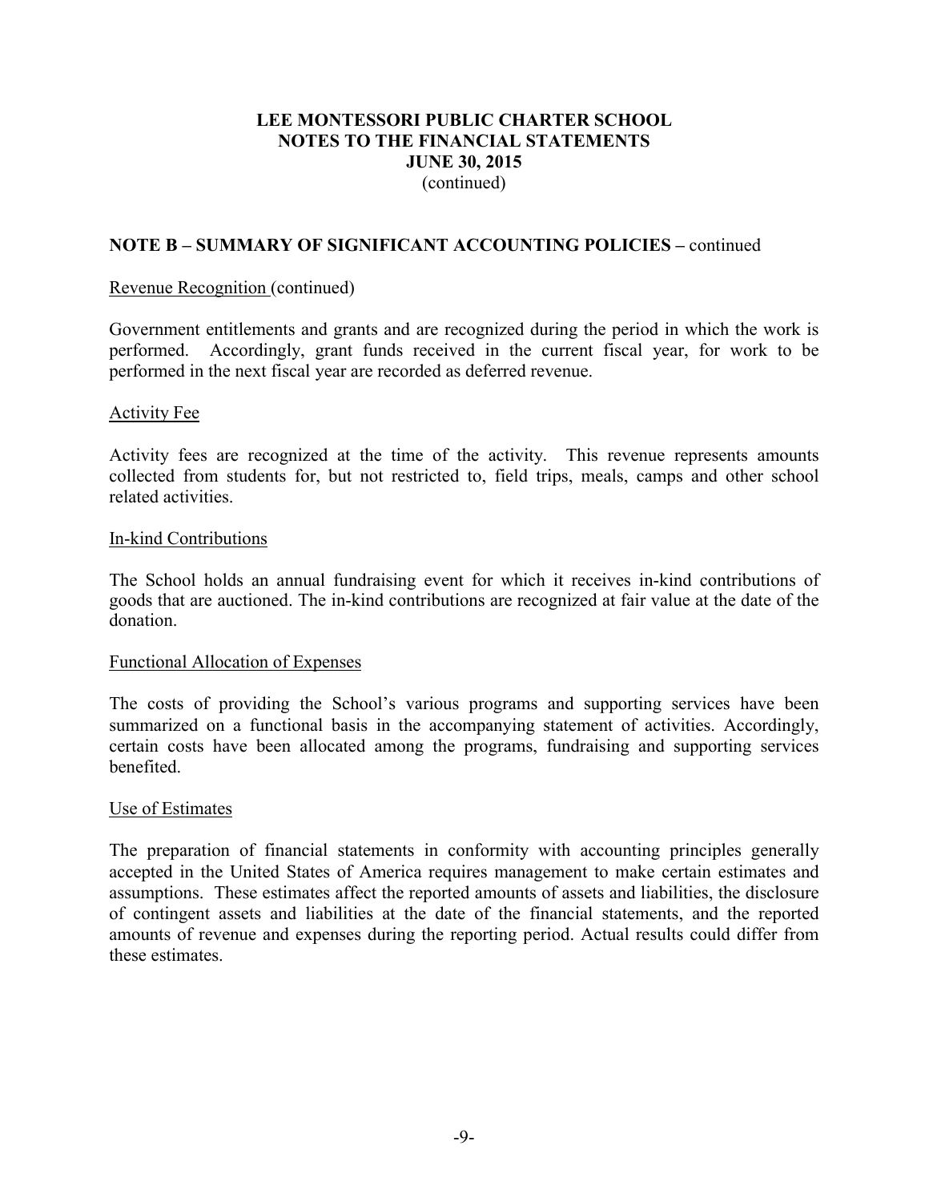**LEE MONTESSORI PUBLIC CHARTER SCHOOL**
**NOTES TO THE FINANCIAL STATEMENTS**
**JUNE 30, 2015**
(continued)

## NOTE B – SUMMARY OF SIGNIFICANT ACCOUNTING POLICIES – continued

Revenue Recognition (continued)

Government entitlements and grants and are recognized during the period in which the work is performed. Accordingly, grant funds received in the current fiscal year, for work to be performed in the next fiscal year are recorded as deferred revenue.

Activity Fee

Activity fees are recognized at the time of the activity. This revenue represents amounts collected from students for, but not restricted to, field trips, meals, camps and other school related activities.

In-kind Contributions

The School holds an annual fundraising event for which it receives in-kind contributions of goods that are auctioned. The in-kind contributions are recognized at fair value at the date of the donation.

Functional Allocation of Expenses

The costs of providing the School's various programs and supporting services have been summarized on a functional basis in the accompanying statement of activities. Accordingly, certain costs have been allocated among the programs, fundraising and supporting services benefited.

Use of Estimates

The preparation of financial statements in conformity with accounting principles generally accepted in the United States of America requires management to make certain estimates and assumptions. These estimates affect the reported amounts of assets and liabilities, the disclosure of contingent assets and liabilities at the date of the financial statements, and the reported amounts of revenue and expenses during the reporting period. Actual results could differ from these estimates.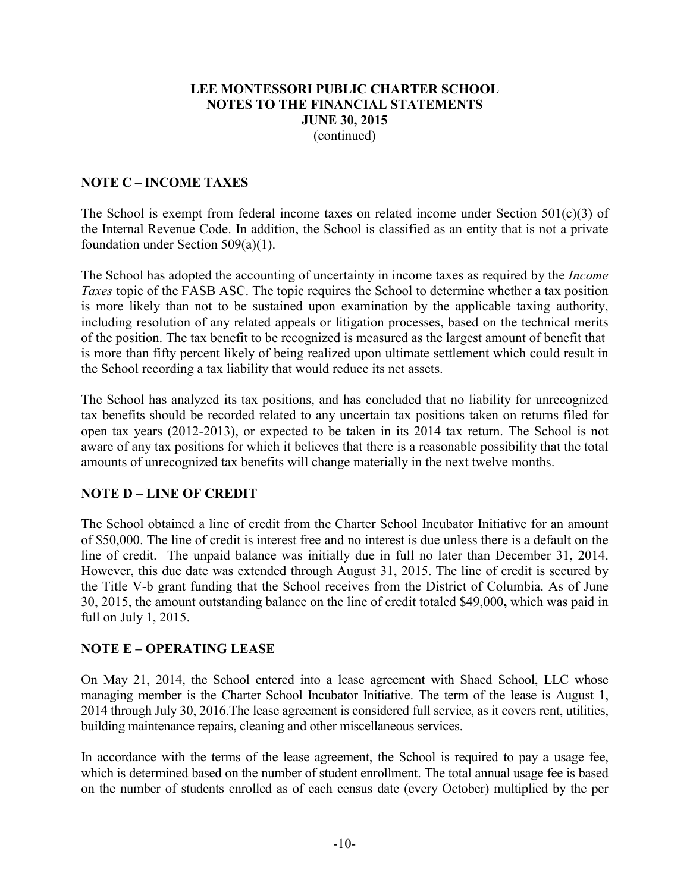## NOTE C – INCOME TAXES

The School is exempt from federal income taxes on related income under Section 501(c)(3) of the Internal Revenue Code. In addition, the School is classified as an entity that is not a private foundation under Section 509(a)(1).

The School has adopted the accounting of uncertainty in income taxes as required by the *Income Taxes* topic of the FASB ASC. The topic requires the School to determine whether a tax position is more likely than not to be sustained upon examination by the applicable taxing authority, including resolution of any related appeals or litigation processes, based on the technical merits of the position. The tax benefit to be recognized is measured as the largest amount of benefit that is more than fifty percent likely of being realized upon ultimate settlement which could result in the School recording a tax liability that would reduce its net assets.

The School has analyzed its tax positions, and has concluded that no liability for unrecognized tax benefits should be recorded related to any uncertain tax positions taken on returns filed for open tax years (2012-2013), or expected to be taken in its 2014 tax return. The School is not aware of any tax positions for which it believes that there is a reasonable possibility that the total amounts of unrecognized tax benefits will change materially in the next twelve months.

## NOTE D – LINE OF CREDIT

The School obtained a line of credit from the Charter School Incubator Initiative for an amount of $50,000. The line of credit is interest free and no interest is due unless there is a default on the line of credit. The unpaid balance was initially due in full no later than December 31, 2014. However, this due date was extended through August 31, 2015. The line of credit is secured by the Title V-b grant funding that the School receives from the District of Columbia. As of June 30, 2015, the amount outstanding balance on the line of credit totaled $49,000**,** which was paid in full on July 1, 2015.

## NOTE E – OPERATING LEASE

On May 21, 2014, the School entered into a lease agreement with Shaed School, LLC whose managing member is the Charter School Incubator Initiative. The term of the lease is August 1, 2014 through July 30, 2016.The lease agreement is considered full service, as it covers rent, utilities, building maintenance repairs, cleaning and other miscellaneous services.

In accordance with the terms of the lease agreement, the School is required to pay a usage fee, which is determined based on the number of student enrollment. The total annual usage fee is based on the number of students enrolled as of each census date (every October) multiplied by the per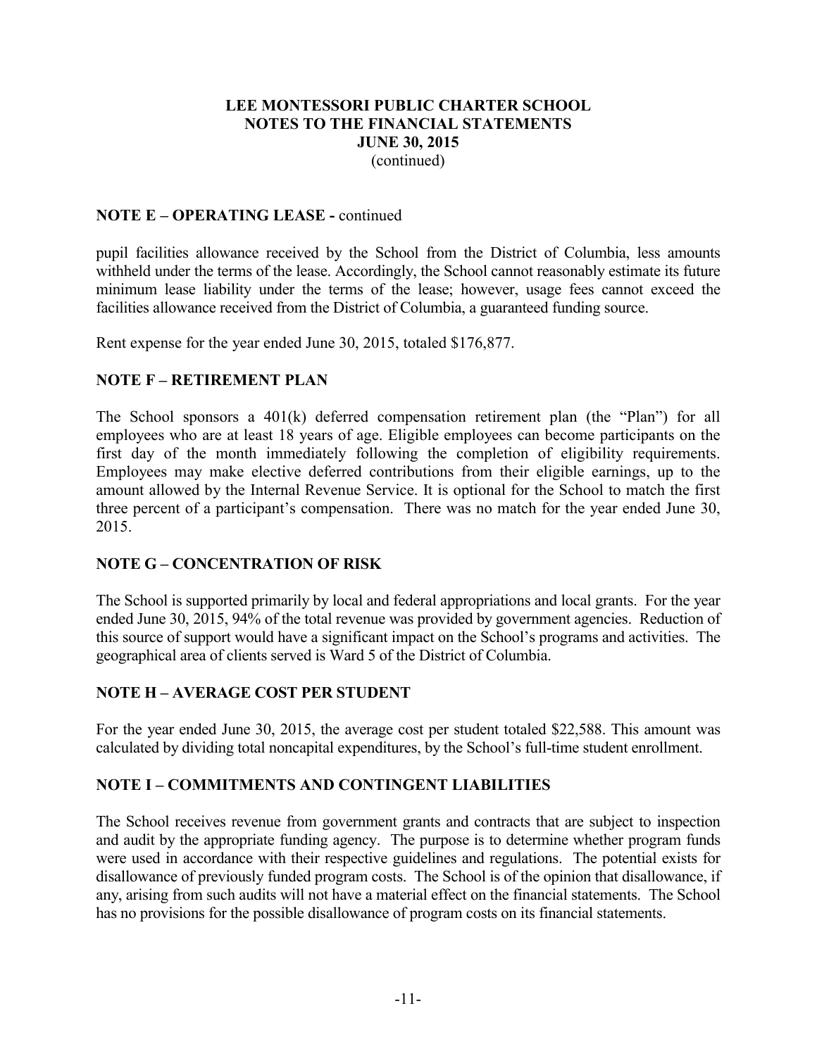# LEE MONTESSORI PUBLIC CHARTER SCHOOL
# NOTES TO THE FINANCIAL STATEMENTS
# JUNE 30, 2015
(continued)

## NOTE E – OPERATING LEASE - continued

pupil facilities allowance received by the School from the District of Columbia, less amounts withheld under the terms of the lease. Accordingly, the School cannot reasonably estimate its future minimum lease liability under the terms of the lease; however, usage fees cannot exceed the facilities allowance received from the District of Columbia, a guaranteed funding source.

Rent expense for the year ended June 30, 2015, totaled $176,877.

## NOTE F – RETIREMENT PLAN

The School sponsors a 401(k) deferred compensation retirement plan (the "Plan") for all employees who are at least 18 years of age. Eligible employees can become participants on the first day of the month immediately following the completion of eligibility requirements. Employees may make elective deferred contributions from their eligible earnings, up to the amount allowed by the Internal Revenue Service. It is optional for the School to match the first three percent of a participant's compensation. There was no match for the year ended June 30, 2015.

## NOTE G – CONCENTRATION OF RISK

The School is supported primarily by local and federal appropriations and local grants. For the year ended June 30, 2015, 94% of the total revenue was provided by government agencies. Reduction of this source of support would have a significant impact on the School's programs and activities. The geographical area of clients served is Ward 5 of the District of Columbia.

## NOTE H – AVERAGE COST PER STUDENT

For the year ended June 30, 2015, the average cost per student totaled $22,588. This amount was calculated by dividing total noncapital expenditures, by the School's full-time student enrollment.

## NOTE I – COMMITMENTS AND CONTINGENT LIABILITIES

The School receives revenue from government grants and contracts that are subject to inspection and audit by the appropriate funding agency. The purpose is to determine whether program funds were used in accordance with their respective guidelines and regulations. The potential exists for disallowance of previously funded program costs. The School is of the opinion that disallowance, if any, arising from such audits will not have a material effect on the financial statements. The School has no provisions for the possible disallowance of program costs on its financial statements.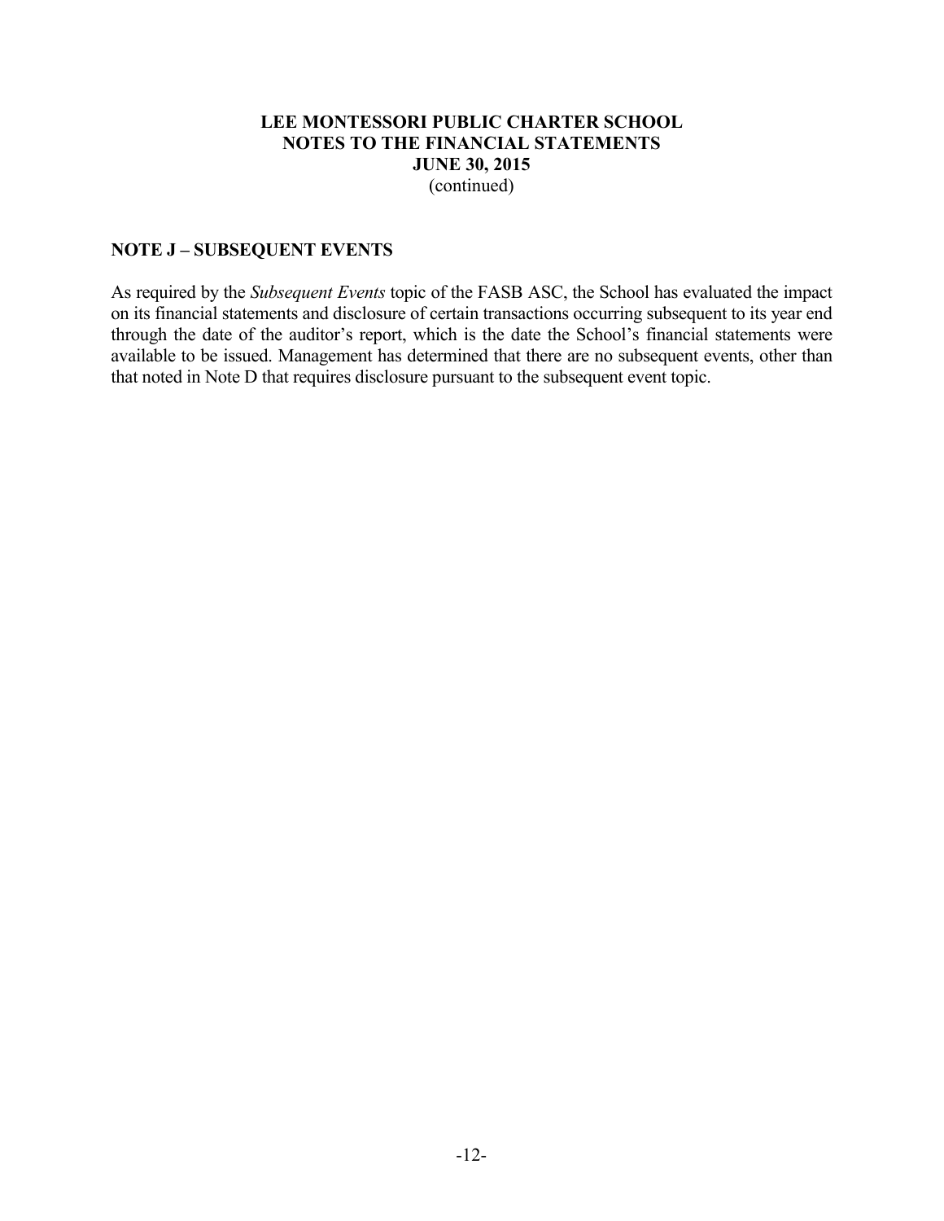**LEE MONTESSORI PUBLIC CHARTER SCHOOL**
**NOTES TO THE FINANCIAL STATEMENTS**
**JUNE 30, 2015**
(continued)

## NOTE J – SUBSEQUENT EVENTS

As required by the *Subsequent Events* topic of the FASB ASC, the School has evaluated the impact on its financial statements and disclosure of certain transactions occurring subsequent to its year end through the date of the auditor's report, which is the date the School's financial statements were available to be issued. Management has determined that there are no subsequent events, other than that noted in Note D that requires disclosure pursuant to the subsequent event topic.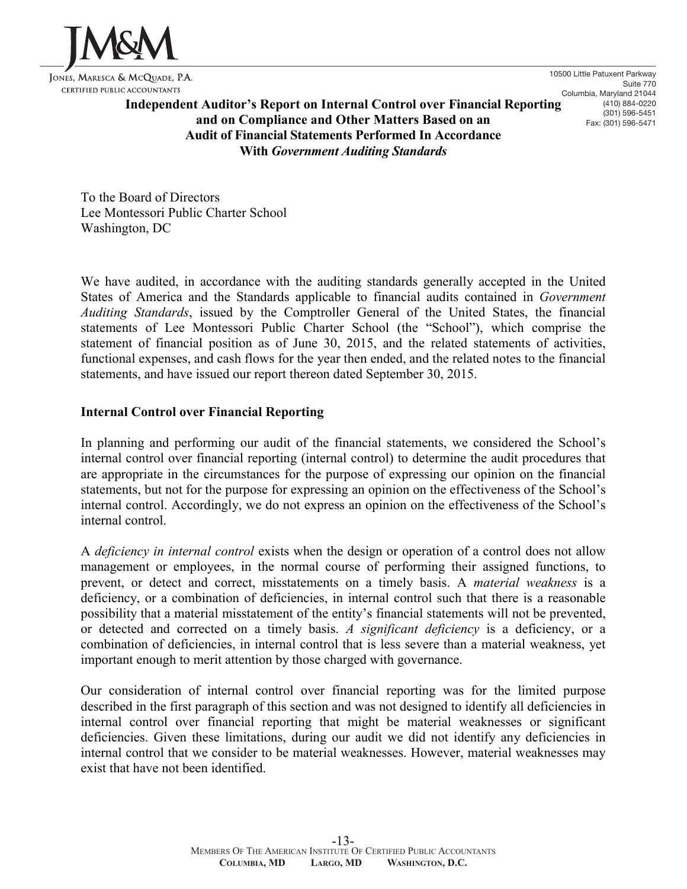JM&M

Jones, Maresca & McQuade, P.A.
Certified Public Accountants

10500 Little Patuxent Parkway
Suite 770
Columbia, Maryland 21044
(410) 884-0220
(301) 596-5451
Fax: (301) 596-5471

**Independent Auditor's Report on Internal Control over Financial Reporting and on Compliance and Other Matters Based on an Audit of Financial Statements Performed In Accordance With *Government Auditing Standards***

To the Board of Directors
Lee Montessori Public Charter School
Washington, DC

We have audited, in accordance with the auditing standards generally accepted in the United States of America and the Standards applicable to financial audits contained in *Government Auditing Standards*, issued by the Comptroller General of the United States, the financial statements of Lee Montessori Public Charter School (the "School"), which comprise the statement of financial position as of June 30, 2015, and the related statements of activities, functional expenses, and cash flows for the year then ended, and the related notes to the financial statements, and have issued our report thereon dated September 30, 2015.

**Internal Control over Financial Reporting**

In planning and performing our audit of the financial statements, we considered the School's internal control over financial reporting (internal control) to determine the audit procedures that are appropriate in the circumstances for the purpose of expressing our opinion on the financial statements, but not for the purpose for expressing an opinion on the effectiveness of the School's internal control. Accordingly, we do not express an opinion on the effectiveness of the School's internal control.

A *deficiency in internal control* exists when the design or operation of a control does not allow management or employees, in the normal course of performing their assigned functions, to prevent, or detect and correct, misstatements on a timely basis. A *material weakness* is a deficiency, or a combination of deficiencies, in internal control such that there is a reasonable possibility that a material misstatement of the entity's financial statements will not be prevented, or detected and corrected on a timely basis. *A significant deficiency* is a deficiency, or a combination of deficiencies, in internal control that is less severe than a material weakness, yet important enough to merit attention by those charged with governance.

Our consideration of internal control over financial reporting was for the limited purpose described in the first paragraph of this section and was not designed to identify all deficiencies in internal control over financial reporting that might be material weaknesses or significant deficiencies. Given these limitations, during our audit we did not identify any deficiencies in internal control that we consider to be material weaknesses. However, material weaknesses may exist that have not been identified.

Members Of The American Institute Of Certified Public Accountants
Columbia, MD Largo, MD Washington, D.C.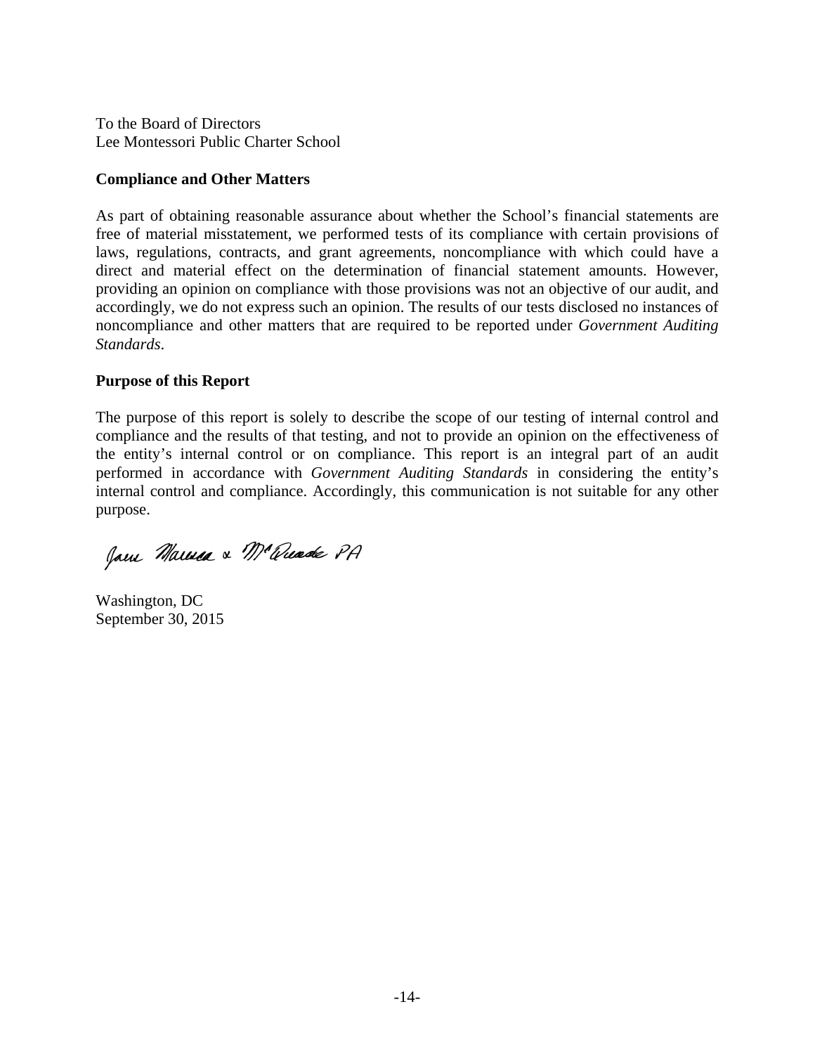To the Board of Directors
Lee Montessori Public Charter School

**Compliance and Other Matters**

As part of obtaining reasonable assurance about whether the School's financial statements are free of material misstatement, we performed tests of its compliance with certain provisions of laws, regulations, contracts, and grant agreements, noncompliance with which could have a direct and material effect on the determination of financial statement amounts. However, providing an opinion on compliance with those provisions was not an objective of our audit, and accordingly, we do not express such an opinion. The results of our tests disclosed no instances of noncompliance and other matters that are required to be reported under *Government Auditing Standards*.

**Purpose of this Report**

The purpose of this report is solely to describe the scope of our testing of internal control and compliance and the results of that testing, and not to provide an opinion on the effectiveness of the entity's internal control or on compliance. This report is an integral part of an audit performed in accordance with *Government Auditing Standards* in considering the entity's internal control and compliance. Accordingly, this communication is not suitable for any other purpose.

Jam Marwa & McQuade PA

Washington, DC
September 30, 2015